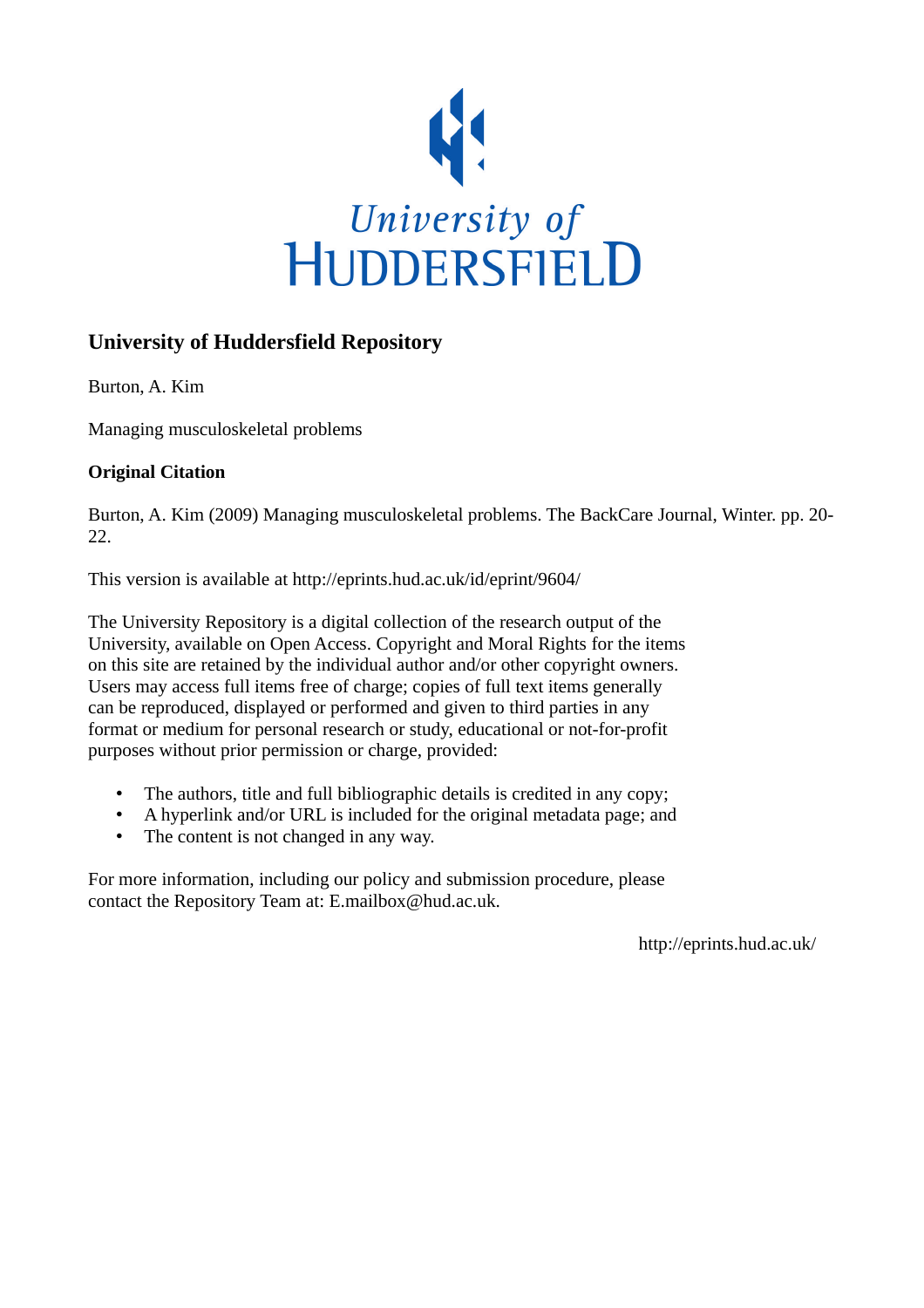University of
HUDDERSFIELD

# University of Huddersfield Repository

Burton, A. Kim

Managing musculoskeletal problems

**Original Citation**

Burton, A. Kim (2009) Managing musculoskeletal problems. The BackCare Journal, Winter. pp. 20-22.

This version is available at http://eprints.hud.ac.uk/id/eprint/9604/

The University Repository is a digital collection of the research output of the University, available on Open Access. Copyright and Moral Rights for the items on this site are retained by the individual author and/or other copyright owners. Users may access full items free of charge; copies of full text items generally can be reproduced, displayed or performed and given to third parties in any format or medium for personal research or study, educational or not-for-profit purposes without prior permission or charge, provided:

- The authors, title and full bibliographic details is credited in any copy;
- A hyperlink and/or URL is included for the original metadata page; and
- The content is not changed in any way.

For more information, including our policy and submission procedure, please contact the Repository Team at: E.mailbox@hud.ac.uk.

http://eprints.hud.ac.uk/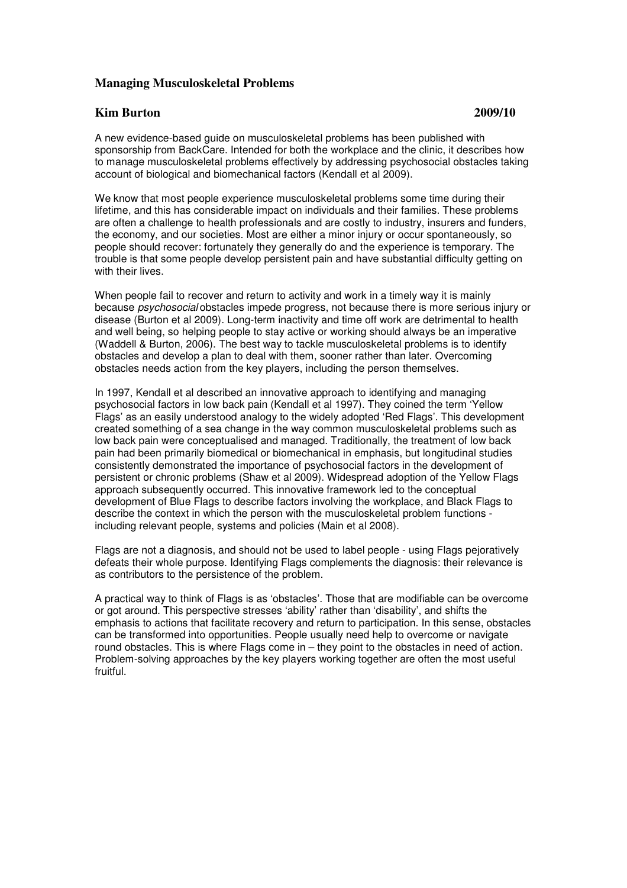## Managing Musculoskeletal Problems

**Kim Burton** **2009/10**

A new evidence-based guide on musculoskeletal problems has been published with sponsorship from BackCare. Intended for both the workplace and the clinic, it describes how to manage musculoskeletal problems effectively by addressing psychosocial obstacles taking account of biological and biomechanical factors (Kendall et al 2009).

We know that most people experience musculoskeletal problems some time during their lifetime, and this has considerable impact on individuals and their families. These problems are often a challenge to health professionals and are costly to industry, insurers and funders, the economy, and our societies. Most are either a minor injury or occur spontaneously, so people should recover: fortunately they generally do and the experience is temporary. The trouble is that some people develop persistent pain and have substantial difficulty getting on with their lives.

When people fail to recover and return to activity and work in a timely way it is mainly because *psychosocial* obstacles impede progress, not because there is more serious injury or disease (Burton et al 2009). Long-term inactivity and time off work are detrimental to health and well being, so helping people to stay active or working should always be an imperative (Waddell & Burton, 2006). The best way to tackle musculoskeletal problems is to identify obstacles and develop a plan to deal with them, sooner rather than later. Overcoming obstacles needs action from the key players, including the person themselves.

In 1997, Kendall et al described an innovative approach to identifying and managing psychosocial factors in low back pain (Kendall et al 1997). They coined the term 'Yellow Flags' as an easily understood analogy to the widely adopted 'Red Flags'. This development created something of a sea change in the way common musculoskeletal problems such as low back pain were conceptualised and managed. Traditionally, the treatment of low back pain had been primarily biomedical or biomechanical in emphasis, but longitudinal studies consistently demonstrated the importance of psychosocial factors in the development of persistent or chronic problems (Shaw et al 2009). Widespread adoption of the Yellow Flags approach subsequently occurred. This innovative framework led to the conceptual development of Blue Flags to describe factors involving the workplace, and Black Flags to describe the context in which the person with the musculoskeletal problem functions - including relevant people, systems and policies (Main et al 2008).

Flags are not a diagnosis, and should not be used to label people - using Flags pejoratively defeats their whole purpose. Identifying Flags complements the diagnosis: their relevance is as contributors to the persistence of the problem.

A practical way to think of Flags is as 'obstacles'. Those that are modifiable can be overcome or got around. This perspective stresses 'ability' rather than 'disability', and shifts the emphasis to actions that facilitate recovery and return to participation. In this sense, obstacles can be transformed into opportunities. People usually need help to overcome or navigate round obstacles. This is where Flags come in – they point to the obstacles in need of action. Problem-solving approaches by the key players working together are often the most useful fruitful.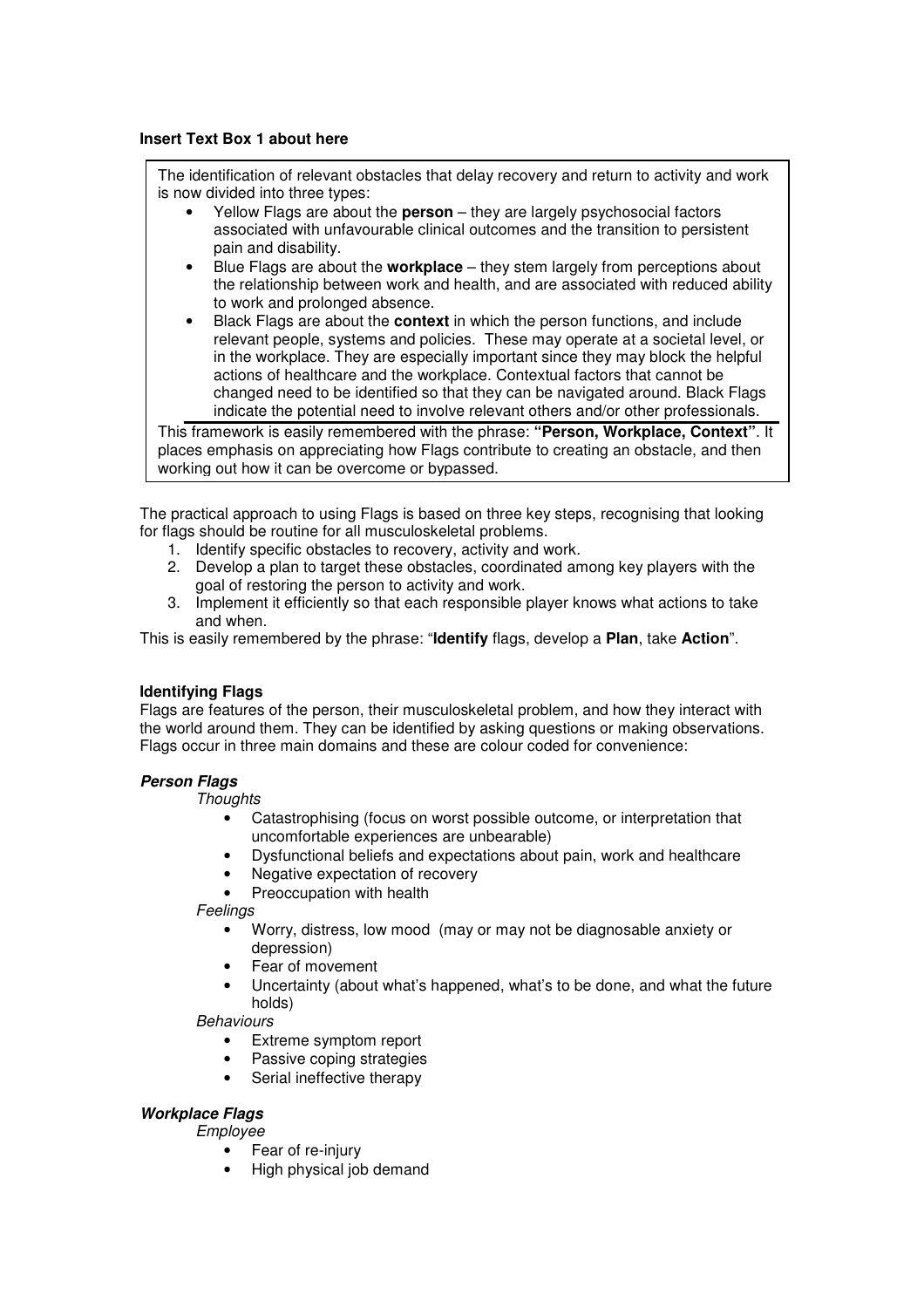**Insert Text Box 1 about here**

> The identification of relevant obstacles that delay recovery and return to activity and work is now divided into three types:
>
> - Yellow Flags are about the **person** – they are largely psychosocial factors associated with unfavourable clinical outcomes and the transition to persistent pain and disability.
> - Blue Flags are about the **workplace** – they stem largely from perceptions about the relationship between work and health, and are associated with reduced ability to work and prolonged absence.
> - Black Flags are about the **context** in which the person functions, and include relevant people, systems and policies. These may operate at a societal level, or in the workplace. They are especially important since they may block the helpful actions of healthcare and the workplace. Contextual factors that cannot be changed need to be identified so that they can be navigated around. Black Flags indicate the potential need to involve relevant others and/or other professionals.
>
> This framework is easily remembered with the phrase: **"Person, Workplace, Context"**. It places emphasis on appreciating how Flags contribute to creating an obstacle, and then working out how it can be overcome or bypassed.

The practical approach to using Flags is based on three key steps, recognising that looking for flags should be routine for all musculoskeletal problems.

1. Identify specific obstacles to recovery, activity and work.
2. Develop a plan to target these obstacles, coordinated among key players with the goal of restoring the person to activity and work.
3. Implement it efficiently so that each responsible player knows what actions to take and when.

This is easily remembered by the phrase: "**Identify** flags, develop a **Plan**, take **Action**".

**Identifying Flags**

Flags are features of the person, their musculoskeletal problem, and how they interact with the world around them. They can be identified by asking questions or making observations. Flags occur in three main domains and these are colour coded for convenience:

***Person Flags***

*Thoughts*

- Catastrophising (focus on worst possible outcome, or interpretation that uncomfortable experiences are unbearable)
- Dysfunctional beliefs and expectations about pain, work and healthcare
- Negative expectation of recovery
- Preoccupation with health

*Feelings*

- Worry, distress, low mood (may or may not be diagnosable anxiety or depression)
- Fear of movement
- Uncertainty (about what's happened, what's to be done, and what the future holds)

*Behaviours*

- Extreme symptom report
- Passive coping strategies
- Serial ineffective therapy

***Workplace Flags***

*Employee*

- Fear of re-injury
- High physical job demand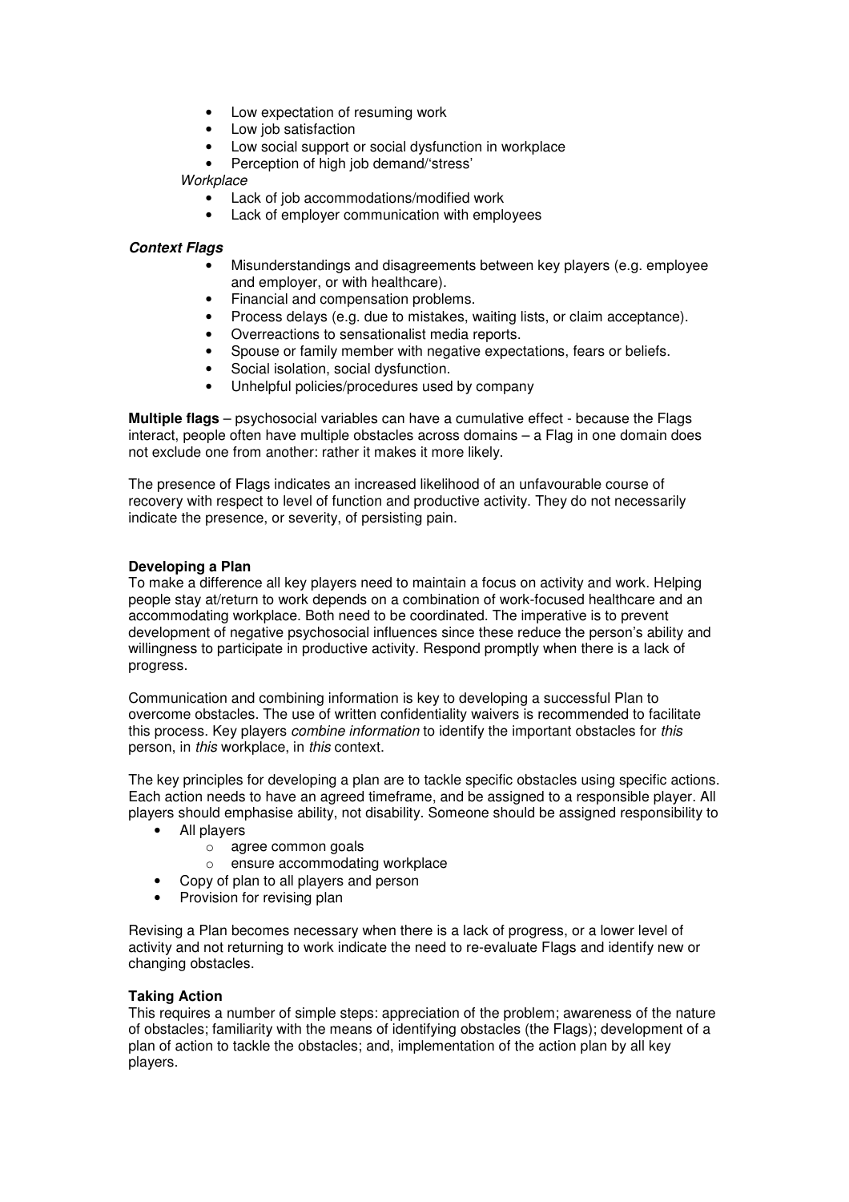- Low expectation of resuming work
- Low job satisfaction
- Low social support or social dysfunction in workplace
- Perception of high job demand/'stress'

*Workplace*

- Lack of job accommodations/modified work
- Lack of employer communication with employees

***Context Flags***

- Misunderstandings and disagreements between key players (e.g. employee and employer, or with healthcare).
- Financial and compensation problems.
- Process delays (e.g. due to mistakes, waiting lists, or claim acceptance).
- Overreactions to sensationalist media reports.
- Spouse or family member with negative expectations, fears or beliefs.
- Social isolation, social dysfunction.
- Unhelpful policies/procedures used by company

**Multiple flags** – psychosocial variables can have a cumulative effect - because the Flags interact, people often have multiple obstacles across domains – a Flag in one domain does not exclude one from another: rather it makes it more likely.

The presence of Flags indicates an increased likelihood of an unfavourable course of recovery with respect to level of function and productive activity. They do not necessarily indicate the presence, or severity, of persisting pain.

**Developing a Plan**

To make a difference all key players need to maintain a focus on activity and work. Helping people stay at/return to work depends on a combination of work-focused healthcare and an accommodating workplace. Both need to be coordinated. The imperative is to prevent development of negative psychosocial influences since these reduce the person's ability and willingness to participate in productive activity. Respond promptly when there is a lack of progress.

Communication and combining information is key to developing a successful Plan to overcome obstacles. The use of written confidentiality waivers is recommended to facilitate this process. Key players *combine information* to identify the important obstacles for *this* person, in *this* workplace, in *this* context.

The key principles for developing a plan are to tackle specific obstacles using specific actions. Each action needs to have an agreed timeframe, and be assigned to a responsible player. All players should emphasise ability, not disability. Someone should be assigned responsibility to

- All players
  - agree common goals
  - ensure accommodating workplace
- Copy of plan to all players and person
- Provision for revising plan

Revising a Plan becomes necessary when there is a lack of progress, or a lower level of activity and not returning to work indicate the need to re-evaluate Flags and identify new or changing obstacles.

**Taking Action**

This requires a number of simple steps: appreciation of the problem; awareness of the nature of obstacles; familiarity with the means of identifying obstacles (the Flags); development of a plan of action to tackle the obstacles; and, implementation of the action plan by all key players.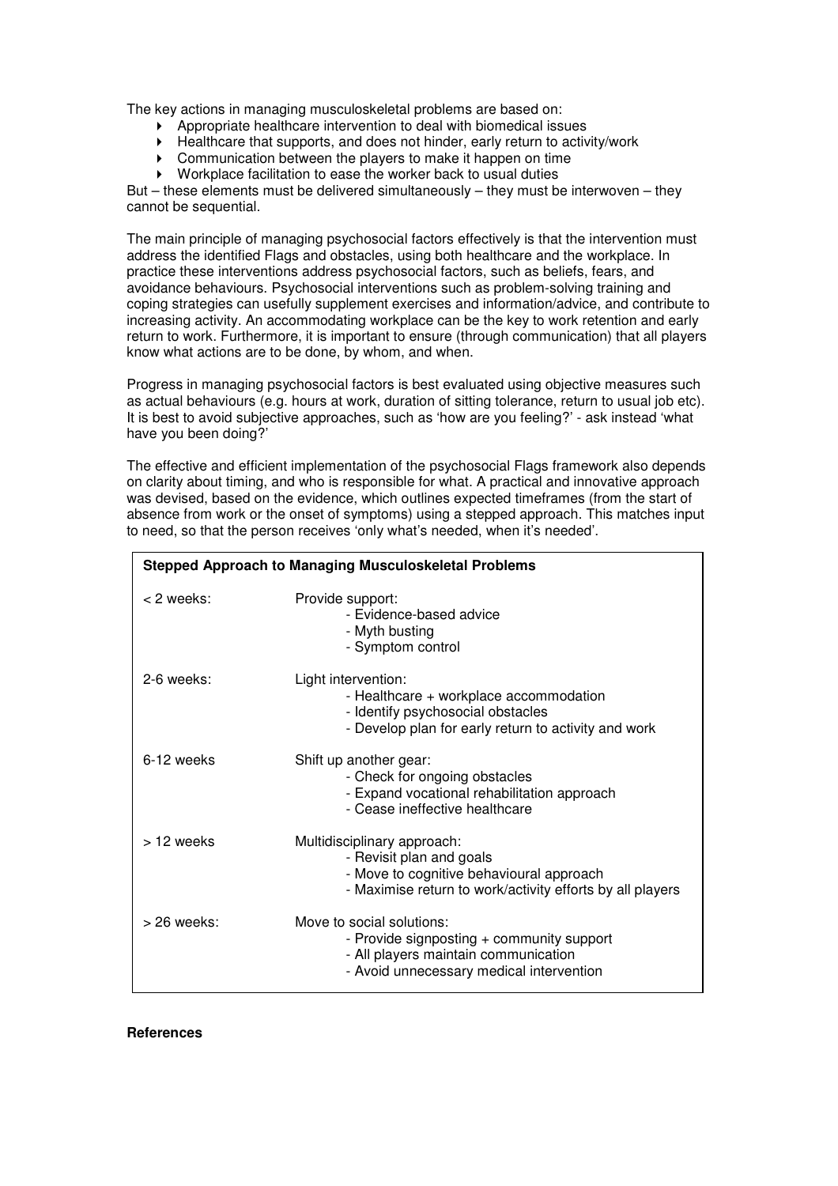The key actions in managing musculoskeletal problems are based on:

- Appropriate healthcare intervention to deal with biomedical issues
- Healthcare that supports, and does not hinder, early return to activity/work
- Communication between the players to make it happen on time
- Workplace facilitation to ease the worker back to usual duties

But – these elements must be delivered simultaneously – they must be interwoven – they cannot be sequential.

The main principle of managing psychosocial factors effectively is that the intervention must address the identified Flags and obstacles, using both healthcare and the workplace. In practice these interventions address psychosocial factors, such as beliefs, fears, and avoidance behaviours. Psychosocial interventions such as problem-solving training and coping strategies can usefully supplement exercises and information/advice, and contribute to increasing activity. An accommodating workplace can be the key to work retention and early return to work. Furthermore, it is important to ensure (through communication) that all players know what actions are to be done, by whom, and when.

Progress in managing psychosocial factors is best evaluated using objective measures such as actual behaviours (e.g. hours at work, duration of sitting tolerance, return to usual job etc). It is best to avoid subjective approaches, such as 'how are you feeling?' - ask instead 'what have you been doing?'

The effective and efficient implementation of the psychosocial Flags framework also depends on clarity about timing, and who is responsible for what. A practical and innovative approach was devised, based on the evidence, which outlines expected timeframes (from the start of absence from work or the onset of symptoms) using a stepped approach. This matches input to need, so that the person receives 'only what's needed, when it's needed'.

| **Stepped Approach to Managing Musculoskeletal Problems** | |
|---|---|
| < 2 weeks: | Provide support:<br>- Evidence-based advice<br>- Myth busting<br>- Symptom control |
| 2-6 weeks: | Light intervention:<br>- Healthcare + workplace accommodation<br>- Identify psychosocial obstacles<br>- Develop plan for early return to activity and work |
| 6-12 weeks | Shift up another gear:<br>- Check for ongoing obstacles<br>- Expand vocational rehabilitation approach<br>- Cease ineffective healthcare |
| > 12 weeks | Multidisciplinary approach:<br>- Revisit plan and goals<br>- Move to cognitive behavioural approach<br>- Maximise return to work/activity efforts by all players |
| > 26 weeks: | Move to social solutions:<br>- Provide signposting + community support<br>- All players maintain communication<br>- Avoid unnecessary medical intervention |

**References**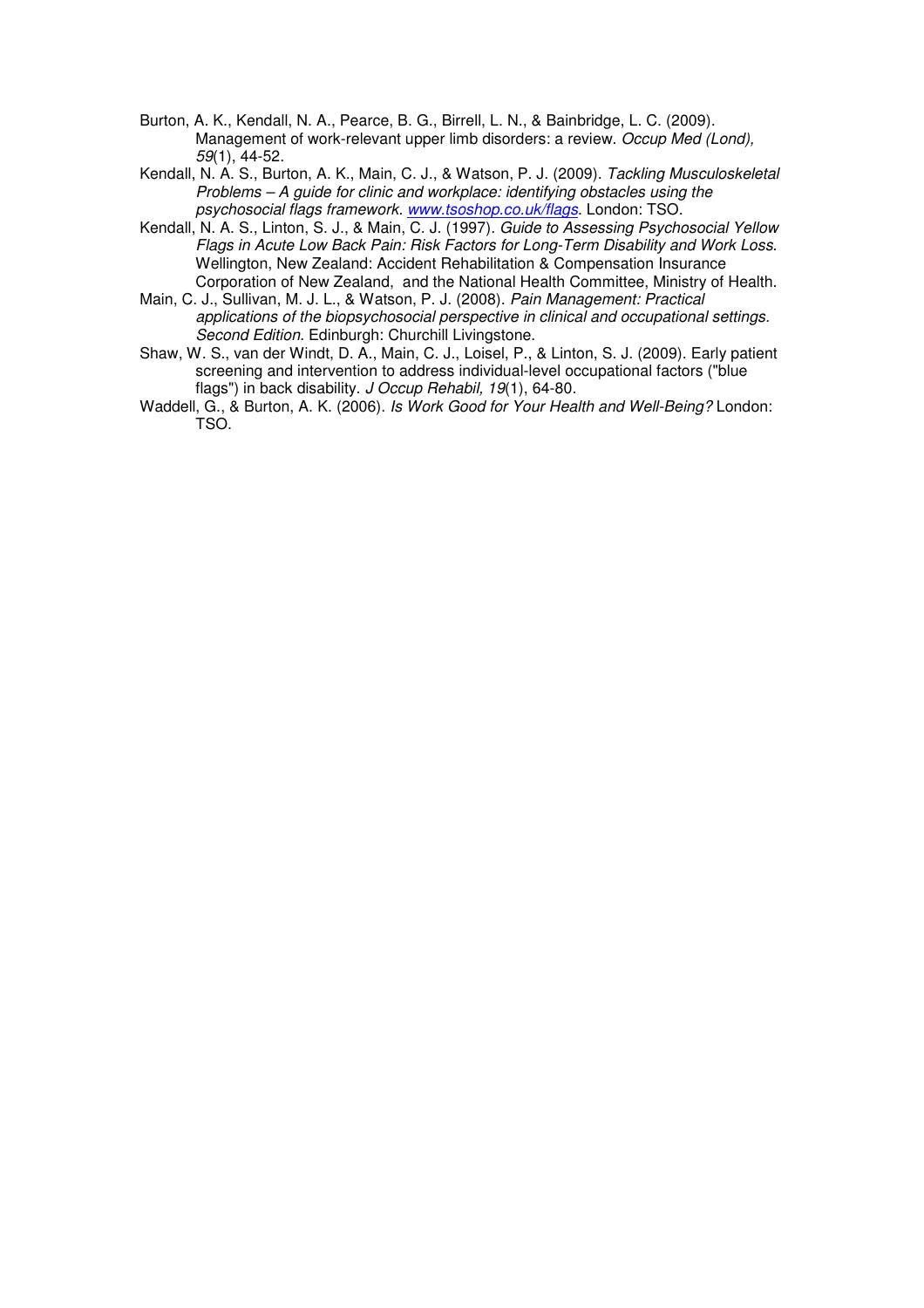Burton, A. K., Kendall, N. A., Pearce, B. G., Birrell, L. N., & Bainbridge, L. C. (2009). Management of work-relevant upper limb disorders: a review. *Occup Med (Lond), 59*(1), 44-52.

Kendall, N. A. S., Burton, A. K., Main, C. J., & Watson, P. J. (2009). *Tackling Musculoskeletal Problems – A guide for clinic and workplace: identifying obstacles using the psychosocial flags framework.* www.tsoshop.co.uk/flags. London: TSO.

Kendall, N. A. S., Linton, S. J., & Main, C. J. (1997). *Guide to Assessing Psychosocial Yellow Flags in Acute Low Back Pain: Risk Factors for Long-Term Disability and Work Loss*. Wellington, New Zealand: Accident Rehabilitation & Compensation Insurance Corporation of New Zealand, and the National Health Committee, Ministry of Health.

Main, C. J., Sullivan, M. J. L., & Watson, P. J. (2008). *Pain Management: Practical applications of the biopsychosocial perspective in clinical and occupational settings. Second Edition.* Edinburgh: Churchill Livingstone.

Shaw, W. S., van der Windt, D. A., Main, C. J., Loisel, P., & Linton, S. J. (2009). Early patient screening and intervention to address individual-level occupational factors ("blue flags") in back disability. *J Occup Rehabil, 19*(1), 64-80.

Waddell, G., & Burton, A. K. (2006). *Is Work Good for Your Health and Well-Being?* London: TSO.